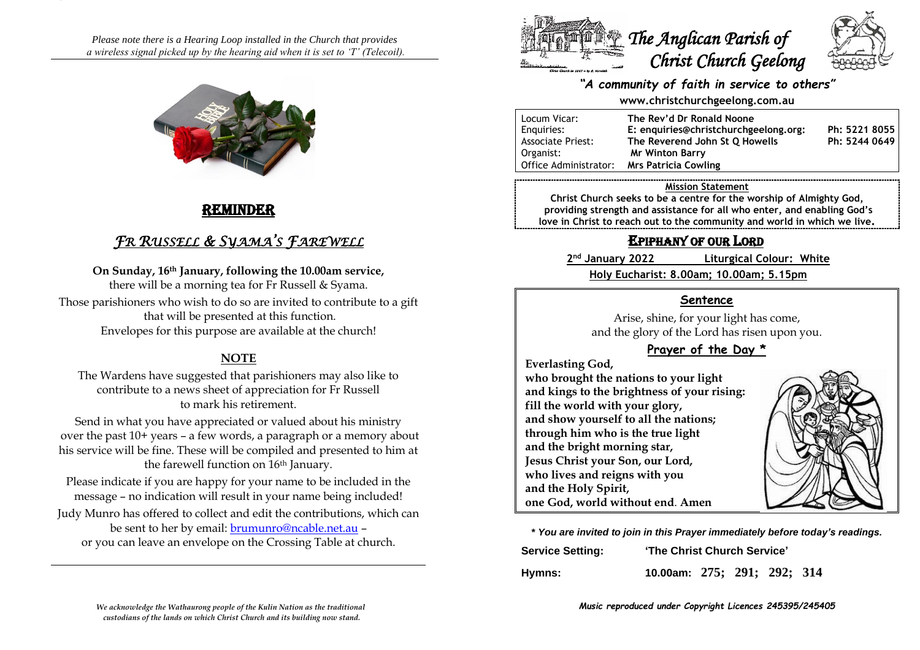*Please note there is a Hearing Loop installed in the Church that provides a wireless signal picked up by the hearing aid when it is set to 'T' (Telecoil).*

## REMINDER

## *FR RUSSELL & SYAMA'S FAREWELL*

**On Sunday, 16th January, following the 10.00am service,** there will be a morning tea for Fr Russell & Syama.

Those parishioners who wish to do so are invited to contribute to a gift that will be presented at this function.
Envelopes for this purpose are available at the church!

### NOTE

The Wardens have suggested that parishioners may also like to contribute to a news sheet of appreciation for Fr Russell to mark his retirement.

Send in what you have appreciated or valued about his ministry over the past 10+ years – a few words, a paragraph or a memory about his service will be fine. These will be compiled and presented to him at the farewell function on 16th January.

Please indicate if you are happy for your name to be included in the message – no indication will result in your name being included!

Judy Munro has offered to collect and edit the contributions, which can be sent to her by email: brumunro@ncable.net.au –
or you can leave an envelope on the Crossing Table at church.

*We acknowledge the Wathaurong people of the Kulin Nation as the traditional custodians of the lands on which Christ Church and its building now stand.*

# *The Anglican Parish of Christ Church Geelong*

***"A community of faith in service to others"***

**www.christchurchgeelong.com.au**

| | | |
|---|---|---|
| Locum Vicar: | **The Rev'd Dr Ronald Noone** | |
| Enquiries: | **E: enquiries@christchurchgeelong.org:** | **Ph: 5221 8055** |
| Associate Priest: | **The Reverend John St Q Howells** | **Ph: 5244 0649** |
| Organist: | **Mr Winton Barry** | |
| Office Administrator: | **Mrs Patricia Cowling** | |

**Mission Statement**
**Christ Church seeks to be a centre for the worship of Almighty God, providing strength and assistance for all who enter, and enabling God's love in Christ to reach out to the community and world in which we live.**

## EPIPHANY OF OUR LORD

**2nd January 2022** **Liturgical Colour: White**

**Holy Eucharist: 8.00am; 10.00am; 5.15pm**

### Sentence

Arise, shine, for your light has come,
and the glory of the Lord has risen upon you.

### Prayer of the Day *

**Everlasting God,
who brought the nations to your light
and kings to the brightness of your rising:
fill the world with your glory,
and show yourself to all the nations;
through him who is the true light
and the bright morning star,
Jesus Christ your Son, our Lord,
who lives and reigns with you
and the Holy Spirit,
one God, world without end. Amen**

***\* You are invited to join in this Prayer immediately before today's readings.***

**Service Setting:** **'The Christ Church Service'**

**Hymns:** **10.00am: 275; 291; 292; 314**

***Music reproduced under Copyright Licences 245395/245405***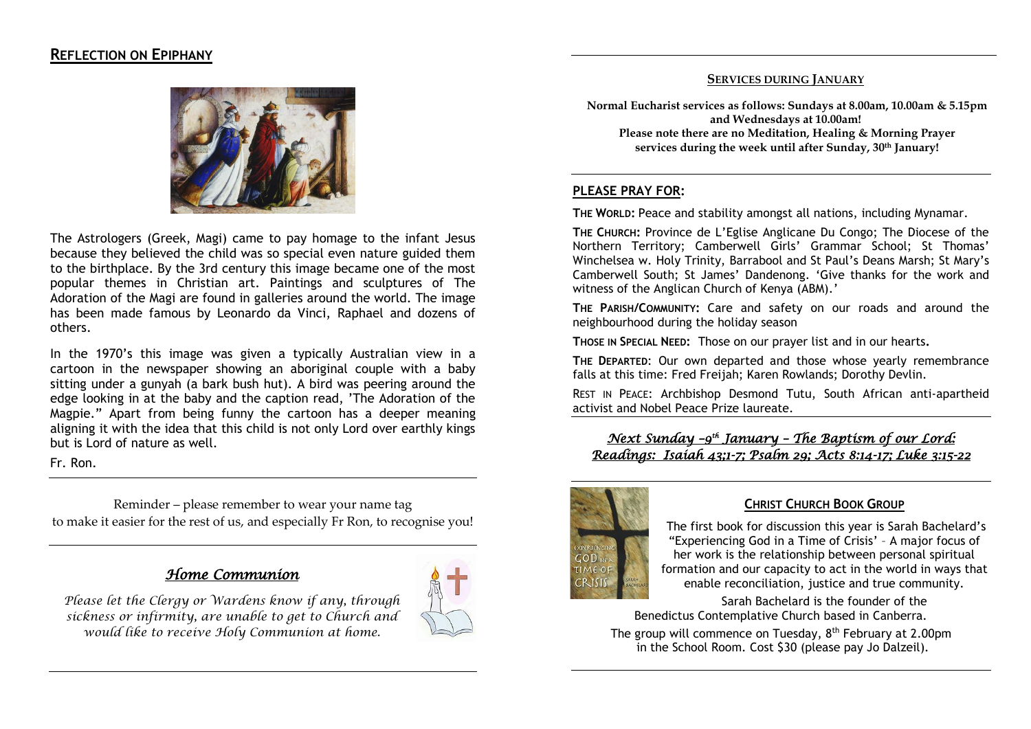## REFLECTION ON EPIPHANY

The Astrologers (Greek, Magi) came to pay homage to the infant Jesus because they believed the child was so special even nature guided them to the birthplace. By the 3rd century this image became one of the most popular themes in Christian art. Paintings and sculptures of The Adoration of the Magi are found in galleries around the world. The image has been made famous by Leonardo da Vinci, Raphael and dozens of others.

In the 1970's this image was given a typically Australian view in a cartoon in the newspaper showing an aboriginal couple with a baby sitting under a gunyah (a bark bush hut). A bird was peering around the edge looking in at the baby and the caption read, 'The Adoration of the Magpie." Apart from being funny the cartoon has a deeper meaning aligning it with the idea that this child is not only Lord over earthly kings but is Lord of nature as well.

Fr. Ron.

---

Reminder – please remember to wear your name tag to make it easier for the rest of us, and especially Fr Ron, to recognise you!

---

## *Home Communion*

*Please let the Clergy or Wardens know if any, through sickness or infirmity, are unable to get to Church and would like to receive Holy Communion at home.*

---

### SERVICES DURING JANUARY

**Normal Eucharist services as follows: Sundays at 8.00am, 10.00am & 5.15pm and Wednesdays at 10.00am!**
**Please note there are no Meditation, Healing & Morning Prayer services during the week until after Sunday, 30th January!**

---

### PLEASE PRAY FOR:

**THE WORLD:** Peace and stability amongst all nations, including Mynamar.

**THE CHURCH:** Province de L'Eglise Anglicane Du Congo; The Diocese of the Northern Territory; Camberwell Girls' Grammar School; St Thomas' Winchelsea w. Holy Trinity, Barrabool and St Paul's Deans Marsh; St Mary's Camberwell South; St James' Dandenong. 'Give thanks for the work and witness of the Anglican Church of Kenya (ABM).'

**THE PARISH/COMMUNITY:** Care and safety on our roads and around the neighbourhood during the holiday season

**THOSE IN SPECIAL NEED:** Those on our prayer list and in our hearts.

**THE DEPARTED**: Our own departed and those whose yearly remembrance falls at this time: Fred Freijah; Karen Rowlands; Dorothy Devlin.

REST IN PEACE: Archbishop Desmond Tutu, South African anti-apartheid activist and Nobel Peace Prize laureate.

---

***Next Sunday –9th January – The Baptism of our Lord:***
***Readings: Isaiah 43;1-7; Psalm 29; Acts 8:14-17; Luke 3:15-22***

---

### CHRIST CHURCH BOOK GROUP

The first book for discussion this year is Sarah Bachelard's "Experiencing God in a Time of Crisis' – A major focus of her work is the relationship between personal spiritual formation and our capacity to act in the world in ways that enable reconciliation, justice and true community.

Sarah Bachelard is the founder of the Benedictus Contemplative Church based in Canberra.

The group will commence on Tuesday, 8th February at 2.00pm in the School Room. Cost $30 (please pay Jo Dalzeil).